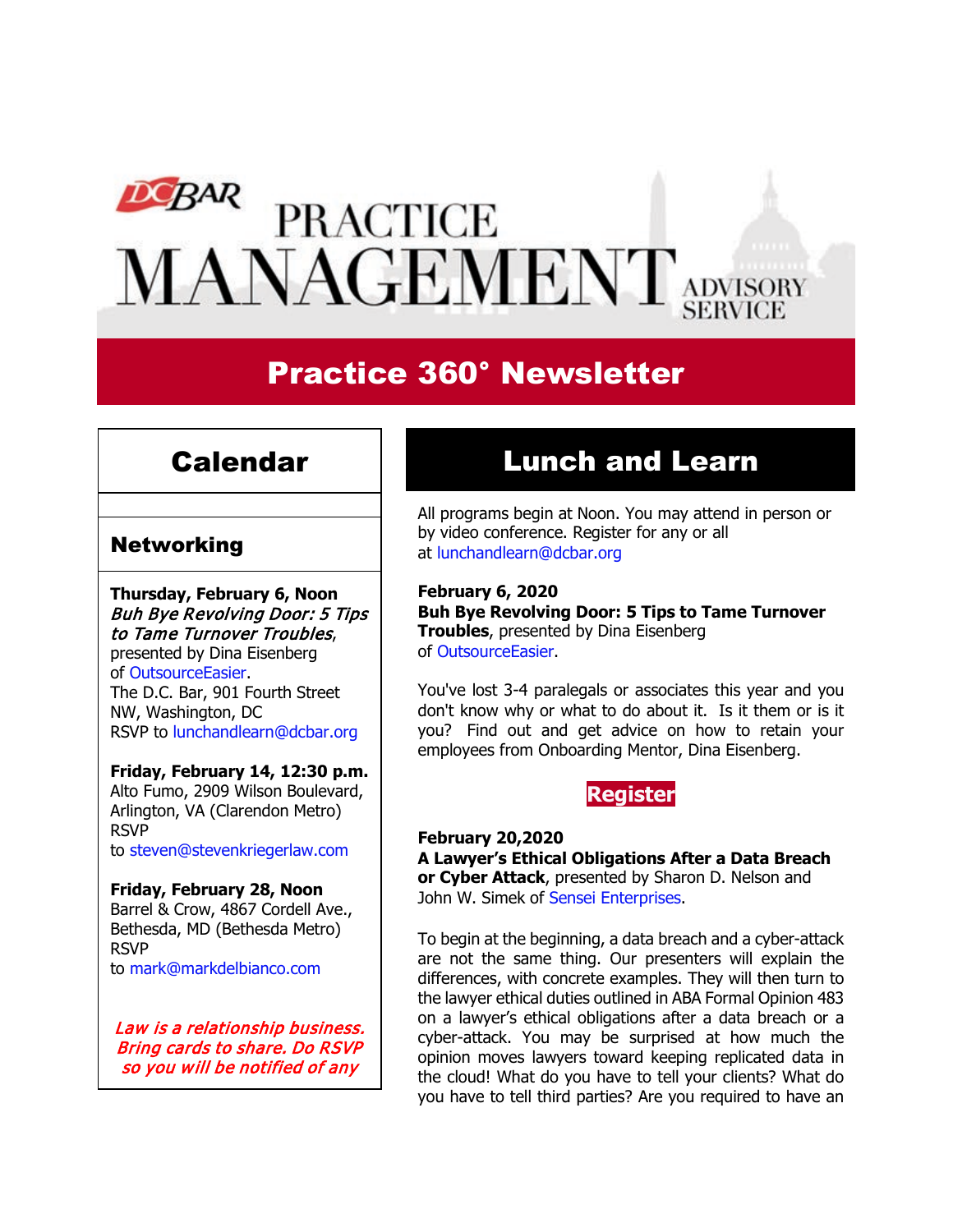# DC BAR PRACTICE MANAGEMENT ADVISORY SERVICE

## Practice 360° Newsletter

## Calendar

### Networking

**Thursday, February 6, Noon**
*Buh Bye Revolving Door: 5 Tips to Tame Turnover Troubles*, presented by Dina Eisenberg of OutsourceEasier.
The D.C. Bar, 901 Fourth Street NW, Washington, DC
RSVP to lunchandlearn@dcbar.org

**Friday, February 14, 12:30 p.m.**
Alto Fumo, 2909 Wilson Boulevard, Arlington, VA (Clarendon Metro)
RSVP to steven@stevenkriegerlaw.com

**Friday, February 28, Noon**
Barrel & Crow, 4867 Cordell Ave., Bethesda, MD (Bethesda Metro)
RSVP to mark@markdelbianco.com

*Law is a relationship business. Bring cards to share. Do RSVP so you will be notified of any*

## Lunch and Learn

All programs begin at Noon. You may attend in person or by video conference. Register for any or all at lunchandlearn@dcbar.org

**February 6, 2020**
**Buh Bye Revolving Door: 5 Tips to Tame Turnover Troubles**, presented by Dina Eisenberg of OutsourceEasier.

You've lost 3-4 paralegals or associates this year and you don't know why or what to do about it. Is it them or is it you? Find out and get advice on how to retain your employees from Onboarding Mentor, Dina Eisenberg.

**Register**

**February 20,2020**
**A Lawyer's Ethical Obligations After a Data Breach or Cyber Attack**, presented by Sharon D. Nelson and John W. Simek of Sensei Enterprises.

To begin at the beginning, a data breach and a cyber-attack are not the same thing. Our presenters will explain the differences, with concrete examples. They will then turn to the lawyer ethical duties outlined in ABA Formal Opinion 483 on a lawyer's ethical obligations after a data breach or a cyber-attack. You may be surprised at how much the opinion moves lawyers toward keeping replicated data in the cloud! What do you have to tell your clients? What do you have to tell third parties? Are you required to have an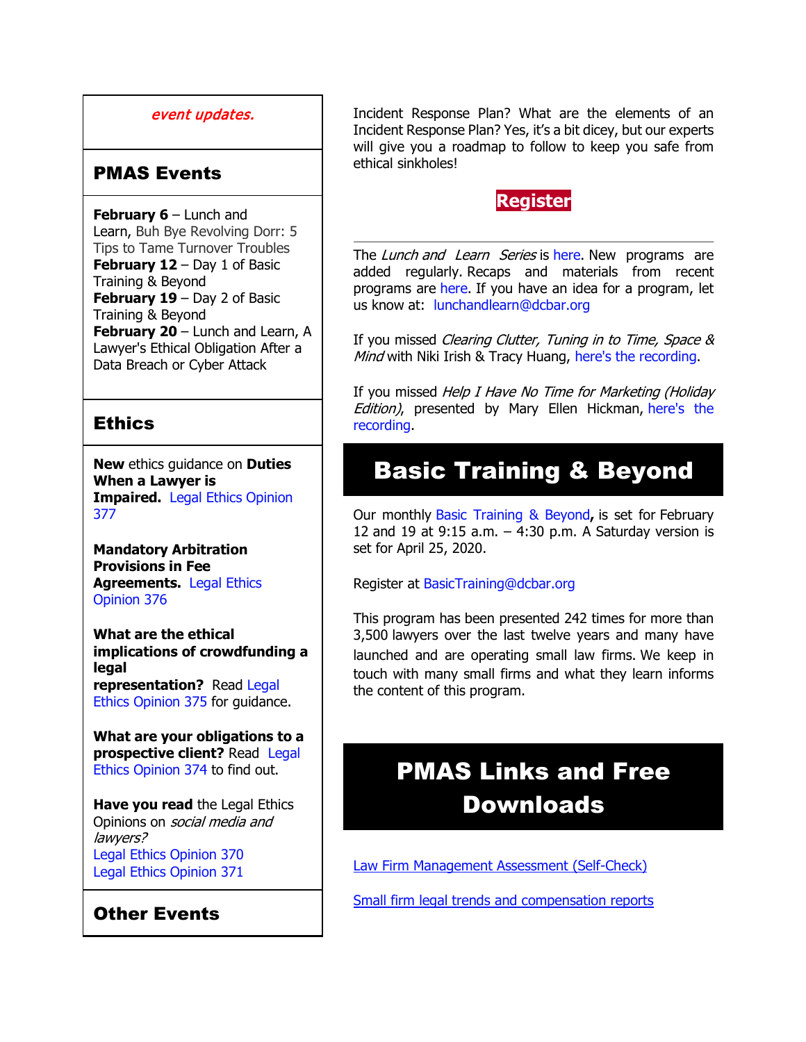*event updates.*

## PMAS Events

**February 6** – Lunch and Learn, Buh Bye Revolving Dorr: 5 Tips to Tame Turnover Troubles
**February 12** – Day 1 of Basic Training & Beyond
**February 19** – Day 2 of Basic Training & Beyond
**February 20** – Lunch and Learn, A Lawyer's Ethical Obligation After a Data Breach or Cyber Attack

## Ethics

**New** ethics guidance on **Duties When a Lawyer is Impaired.** Legal Ethics Opinion 377

**Mandatory Arbitration Provisions in Fee Agreements.** Legal Ethics Opinion 376

**What are the ethical implications of crowdfunding a legal representation?** Read Legal Ethics Opinion 375 for guidance.

**What are your obligations to a prospective client?** Read Legal Ethics Opinion 374 to find out.

**Have you read** the Legal Ethics Opinions on *social media and lawyers?*
Legal Ethics Opinion 370
Legal Ethics Opinion 371

## Other Events

Incident Response Plan? What are the elements of an Incident Response Plan? Yes, it's a bit dicey, but our experts will give you a roadmap to follow to keep you safe from ethical sinkholes!

**Register**

---

The *Lunch and Learn Series* is here. New programs are added regularly. Recaps and materials from recent programs are here. If you have an idea for a program, let us know at: lunchandlearn@dcbar.org

If you missed *Clearing Clutter, Tuning in to Time, Space & Mind* with Niki Irish & Tracy Huang, here's the recording.

If you missed *Help I Have No Time for Marketing (Holiday Edition)*, presented by Mary Ellen Hickman, here's the recording.

# Basic Training & Beyond

Our monthly Basic Training & Beyond**,** is set for February 12 and 19 at 9:15 a.m. – 4:30 p.m. A Saturday version is set for April 25, 2020.

Register at BasicTraining@dcbar.org

This program has been presented 242 times for more than 3,500 lawyers over the last twelve years and many have launched and are operating small law firms. We keep in touch with many small firms and what they learn informs the content of this program.

# PMAS Links and Free Downloads

Law Firm Management Assessment (Self-Check)

Small firm legal trends and compensation reports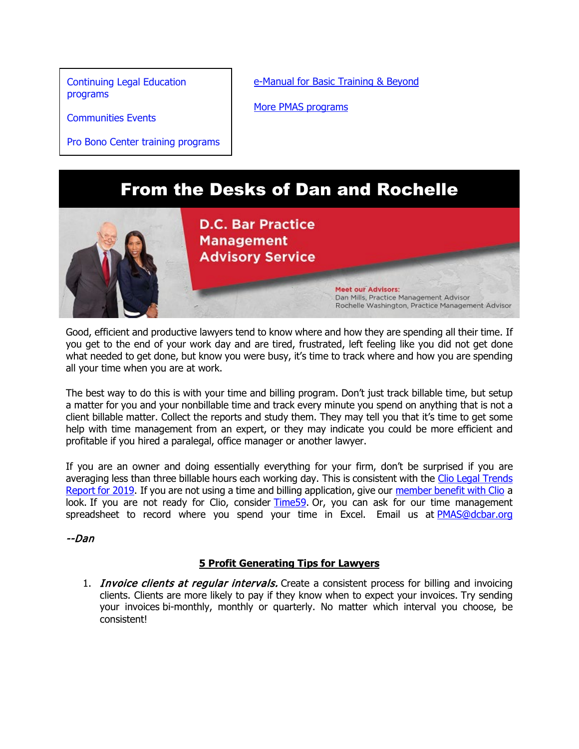Continuing Legal Education programs

Communities Events

Pro Bono Center training programs

e-Manual for Basic Training & Beyond

More PMAS programs

# From the Desks of Dan and Rochelle

**D.C. Bar Practice Management Advisory Service**

**Meet our Advisors:**
Dan Mills, Practice Management Advisor
Rochelle Washington, Practice Management Advisor

Good, efficient and productive lawyers tend to know where and how they are spending all their time. If you get to the end of your work day and are tired, frustrated, left feeling like you did not get done what needed to get done, but know you were busy, it's time to track where and how you are spending all your time when you are at work.

The best way to do this is with your time and billing program. Don't just track billable time, but setup a matter for you and your nonbillable time and track every minute you spend on anything that is not a client billable matter. Collect the reports and study them. They may tell you that it's time to get some help with time management from an expert, or they may indicate you could be more efficient and profitable if you hired a paralegal, office manager or another lawyer.

If you are an owner and doing essentially everything for your firm, don't be surprised if you are averaging less than three billable hours each working day. This is consistent with the Clio Legal Trends Report for 2019. If you are not using a time and billing application, give our member benefit with Clio a look. If you are not ready for Clio, consider Time59. Or, you can ask for our time management spreadsheet to record where you spend your time in Excel. Email us at PMAS@dcbar.org

*--Dan*

**5 Profit Generating Tips for Lawyers**

1. ***Invoice clients at regular intervals.*** Create a consistent process for billing and invoicing clients. Clients are more likely to pay if they know when to expect your invoices. Try sending your invoices bi-monthly, monthly or quarterly. No matter which interval you choose, be consistent!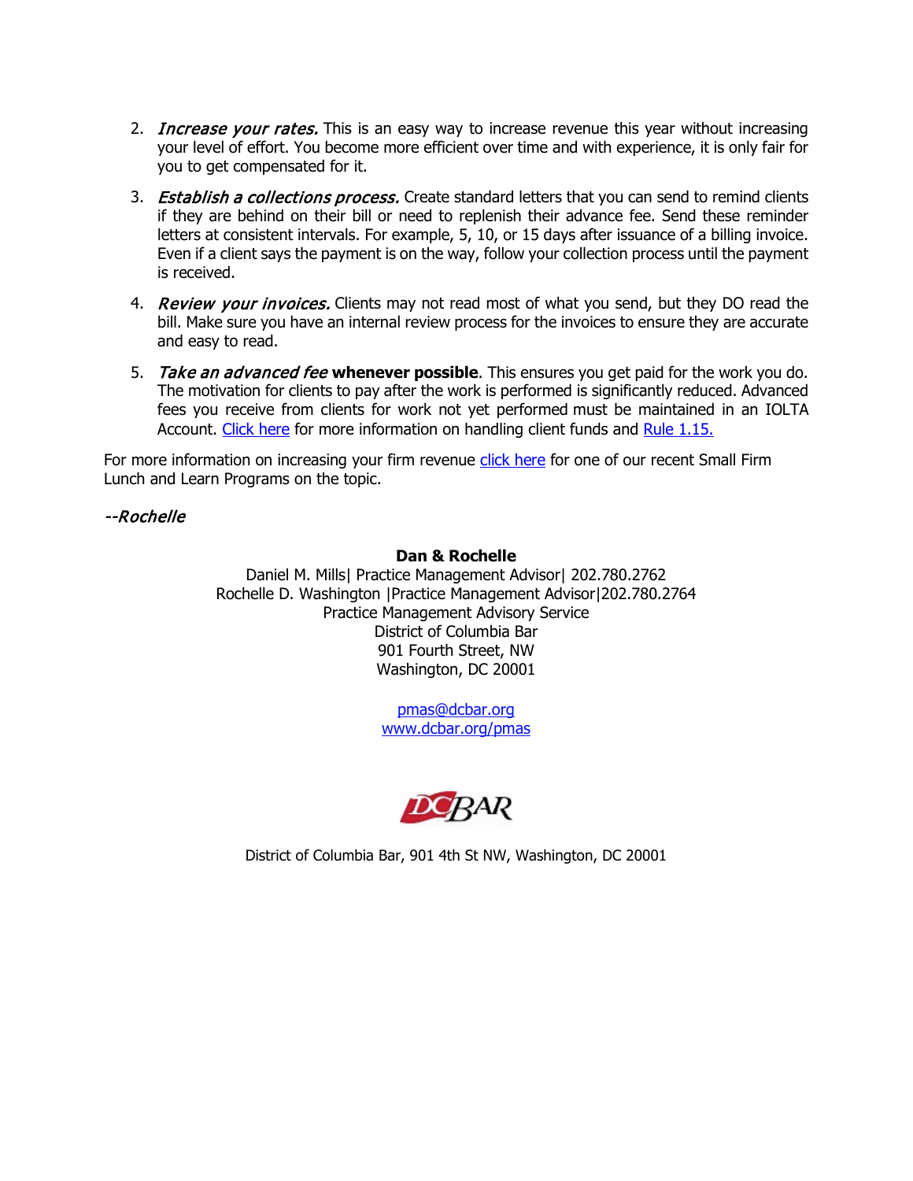2. *Increase your rates.* This is an easy way to increase revenue this year without increasing your level of effort. You become more efficient over time and with experience, it is only fair for you to get compensated for it.

3. *Establish a collections process.* Create standard letters that you can send to remind clients if they are behind on their bill or need to replenish their advance fee. Send these reminder letters at consistent intervals. For example, 5, 10, or 15 days after issuance of a billing invoice. Even if a client says the payment is on the way, follow your collection process until the payment is received.

4. *Review your invoices.* Clients may not read most of what you send, but they DO read the bill. Make sure you have an internal review process for the invoices to ensure they are accurate and easy to read.

5. *Take an advanced fee* **whenever possible**. This ensures you get paid for the work you do. The motivation for clients to pay after the work is performed is significantly reduced. Advanced fees you receive from clients for work not yet performed must be maintained in an IOLTA Account. Click here for more information on handling client funds and Rule 1.15.

For more information on increasing your firm revenue click here for one of our recent Small Firm Lunch and Learn Programs on the topic.

*--Rochelle*

**Dan & Rochelle**
Daniel M. Mills| Practice Management Advisor| 202.780.2762
Rochelle D. Washington |Practice Management Advisor|202.780.2764
Practice Management Advisory Service
District of Columbia Bar
901 Fourth Street, NW
Washington, DC 20001

pmas@dcbar.org
www.dcbar.org/pmas

DCBAR

District of Columbia Bar, 901 4th St NW, Washington, DC 20001